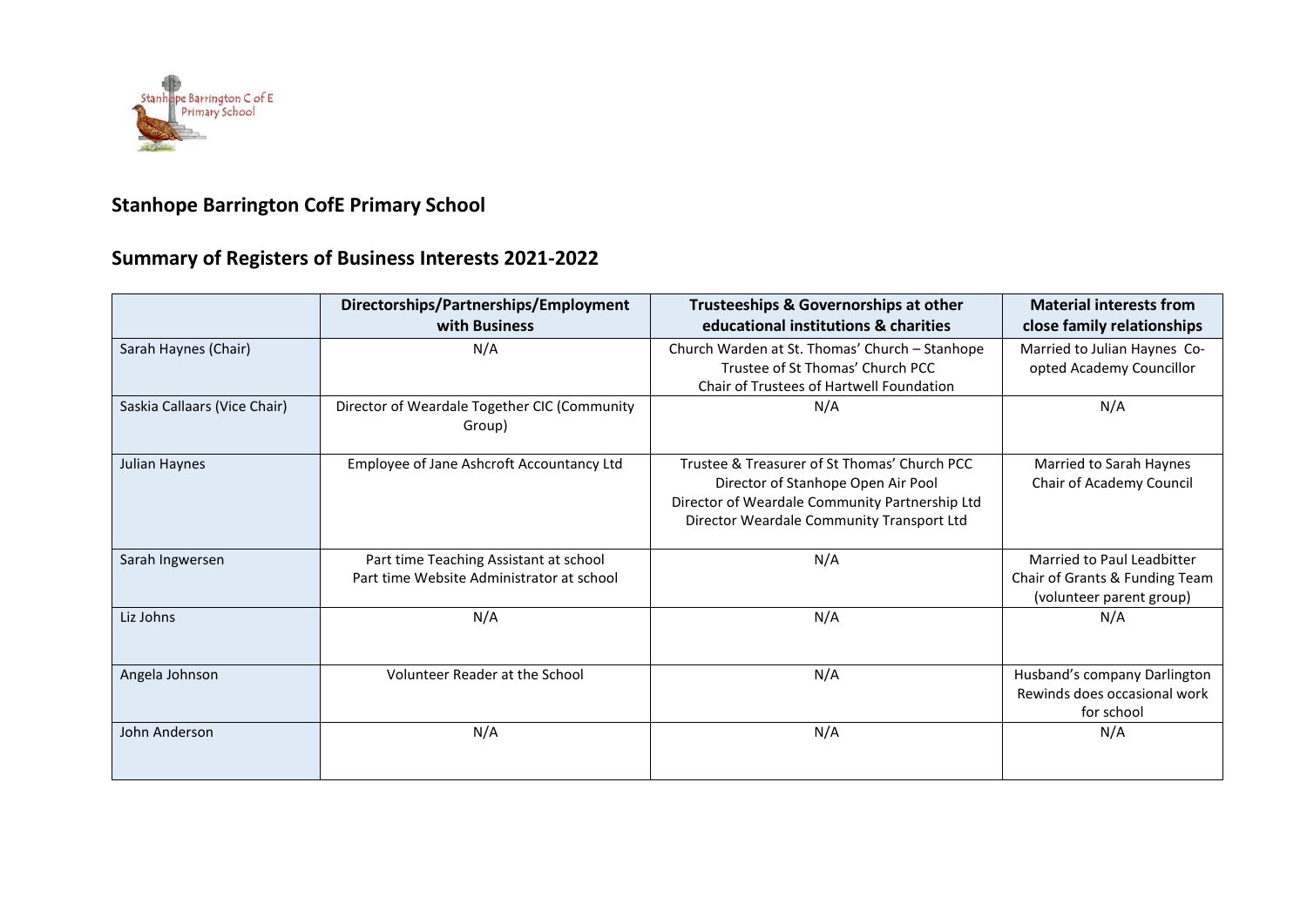## Stanhope Barrington CofE Primary School

## Summary of Registers of Business Interests 2021-2022

| | Directorships/Partnerships/Employment with Business | Trusteeships & Governorships at other educational institutions & charities | Material interests from close family relationships |
|---|---|---|---|
| Sarah Haynes (Chair) | N/A | Church Warden at St. Thomas' Church – Stanhope<br>Trustee of St Thomas' Church PCC<br>Chair of Trustees of Hartwell Foundation | Married to Julian Haynes Co-opted Academy Councillor |
| Saskia Callaars (Vice Chair) | Director of Weardale Together CIC (Community Group) | N/A | N/A |
| Julian Haynes | Employee of Jane Ashcroft Accountancy Ltd | Trustee & Treasurer of St Thomas' Church PCC<br>Director of Stanhope Open Air Pool<br>Director of Weardale Community Partnership Ltd<br>Director Weardale Community Transport Ltd | Married to Sarah Haynes<br>Chair of Academy Council |
| Sarah Ingwersen | Part time Teaching Assistant at school<br>Part time Website Administrator at school | N/A | Married to Paul Leadbitter<br>Chair of Grants & Funding Team (volunteer parent group) |
| Liz Johns | N/A | N/A | N/A |
| Angela Johnson | Volunteer Reader at the School | N/A | Husband's company Darlington Rewinds does occasional work for school |
| John Anderson | N/A | N/A | N/A |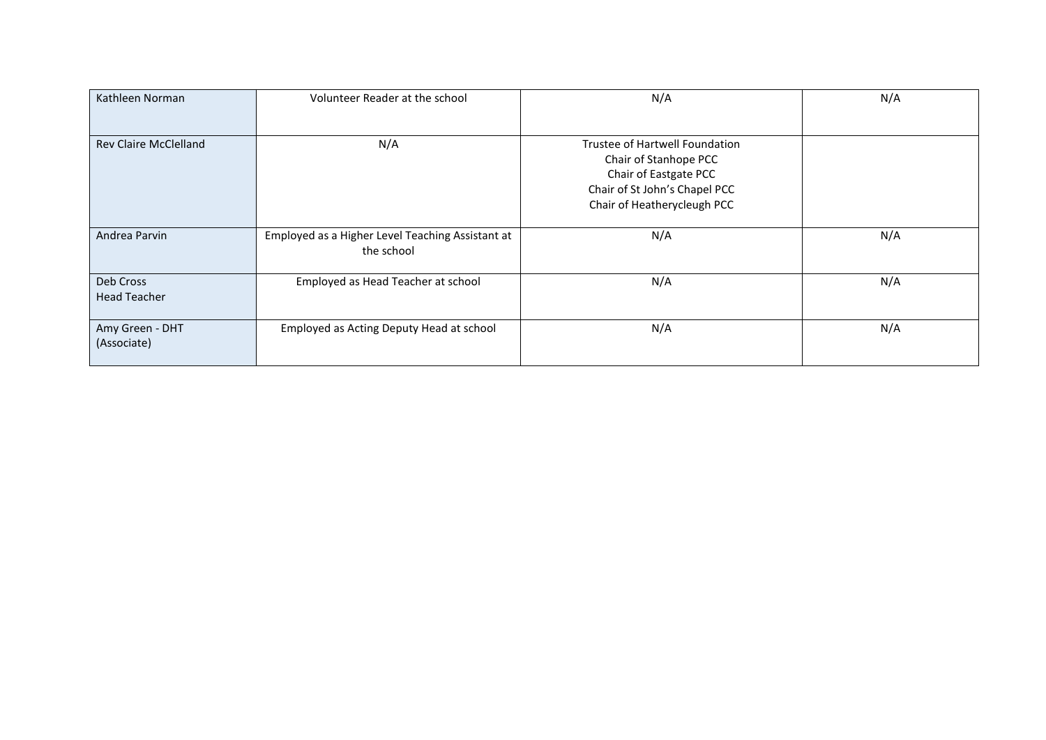| | | | |
|---|---|---|---|
| Kathleen Norman | Volunteer Reader at the school | N/A | N/A |
| Rev Claire McClelland | N/A | Trustee of Hartwell Foundation<br>Chair of Stanhope PCC<br>Chair of Eastgate PCC<br>Chair of St John's Chapel PCC<br>Chair of Heatherycleugh PCC | |
| Andrea Parvin | Employed as a Higher Level Teaching Assistant at the school | N/A | N/A |
| Deb Cross<br>Head Teacher | Employed as Head Teacher at school | N/A | N/A |
| Amy Green - DHT (Associate) | Employed as Acting Deputy Head at school | N/A | N/A |